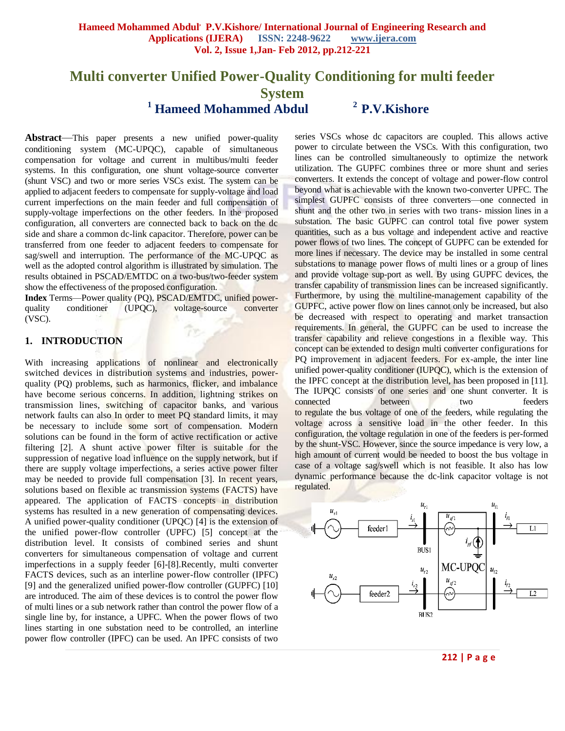# Multi converter Unified Power-Quality Conditioning for multi feeder System

## [1] Hameed Mohammed Abdul [2] P.V.Kishore

**Abstract**—This paper presents a new unified power-quality conditioning system (MC-UPQC), capable of simultaneous compensation for voltage and current in multibus/multi feeder systems. In this configuration, one shunt voltage-source converter (shunt VSC) and two or more series VSCs exist. The system can be applied to adjacent feeders to compensate for supply-voltage and load current imperfections on the main feeder and full compensation of supply-voltage imperfections on the other feeders. In the proposed configuration, all converters are connected back to back on the dc side and share a common dc-link capacitor. Therefore, power can be transferred from one feeder to adjacent feeders to compensate for sag/swell and interruption. The performance of the MC-UPQC as well as the adopted control algorithm is illustrated by simulation. The results obtained in PSCAD/EMTDC on a two-bus/two-feeder system show the effectiveness of the proposed configuration.

**Index** Terms—Power quality (PQ), PSCAD/EMTDC, unified power-quality conditioner (UPQC), voltage-source converter (VSC).

## 1. INTRODUCTION

With increasing applications of nonlinear and electronically switched devices in distribution systems and industries, power-quality (PQ) problems, such as harmonics, flicker, and imbalance have become serious concerns. In addition, lightning strikes on transmission lines, switching of capacitor banks, and various network faults can also In order to meet PQ standard limits, it may be necessary to include some sort of compensation. Modern solutions can be found in the form of active rectification or active filtering [2]. A shunt active power filter is suitable for the suppression of negative load influence on the supply network, but if there are supply voltage imperfections, a series active power filter may be needed to provide full compensation [3]. In recent years, solutions based on flexible ac transmission systems (FACTS) have appeared. The application of FACTS concepts in distribution systems has resulted in a new generation of compensating devices. A unified power-quality conditioner (UPQC) [4] is the extension of the unified power-flow controller (UPFC) [5] concept at the distribution level. It consists of combined series and shunt converters for simultaneous compensation of voltage and current imperfections in a supply feeder [6]-[8].Recently, multi converter FACTS devices, such as an interline power-flow controller (IPFC) [9] and the generalized unified power-flow controller (GUPFC) [10] are introduced. The aim of these devices is to control the power flow of multi lines or a sub network rather than control the power flow of a single line by, for instance, a UPFC. When the power flows of two lines starting in one substation need to be controlled, an interline power flow controller (IPFC) can be used. An IPFC consists of two series VSCs whose dc capacitors are coupled. This allows active power to circulate between the VSCs. With this configuration, two lines can be controlled simultaneously to optimize the network utilization. The GUPFC combines three or more shunt and series converters. It extends the concept of voltage and power-flow control beyond what is achievable with the known two-converter UPFC. The simplest GUPFC consists of three converters—one connected in shunt and the other two in series with two trans- mission lines in a substation. The basic GUPFC can control total five power system quantities, such as a bus voltage and independent active and reactive power flows of two lines. The concept of GUPFC can be extended for more lines if necessary. The device may be installed in some central substations to manage power flows of multi lines or a group of lines and provide voltage sup-port as well. By using GUPFC devices, the transfer capability of transmission lines can be increased significantly. Furthermore, by using the multiline-management capability of the GUPFC, active power flow on lines cannot only be increased, but also be decreased with respect to operating and market transaction requirements. In general, the GUPFC can be used to increase the transfer capability and relieve congestions in a flexible way. This concept can be extended to design multi converter configurations for PQ improvement in adjacent feeders. For ex-ample, the inter line unified power-quality conditioner (IUPQC), which is the extension of the IPFC concept at the distribution level, has been proposed in [11]. The IUPQC consists of one series and one shunt converter. It is connected between two feeders to regulate the bus voltage of one of the feeders, while regulating the voltage across a sensitive load in the other feeder. In this configuration, the voltage regulation in one of the feeders is per-formed by the shunt-VSC. However, since the source impedance is very low, a high amount of current would be needed to boost the bus voltage in case of a voltage sag/swell which is not feasible. It also has low dynamic performance because the dc-link capacitor voltage is not regulated.

$u_{s1}$ feeder1 $i_{s1}$ $u_{t1}$ BUS1 $u_{sf1}$ $i_{pf}$ $u_{l1}$ $i_{l1}$ L1

MC-UPQC

$u_{s2}$ feeder2 $i_{s2}$ $u_{t2}$ BUS2 $u_{sf2}$ $u_{l2}$ $i_{l2}$ L2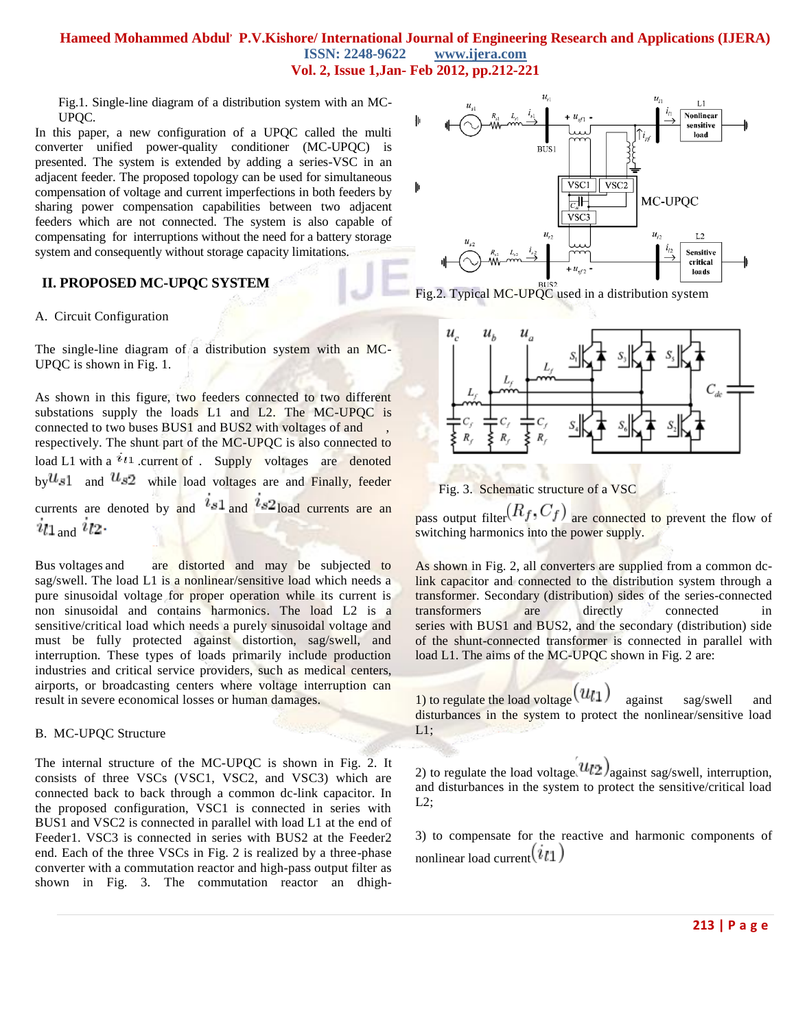Fig.1. Single-line diagram of a distribution system with an MC-UPQC.

In this paper, a new configuration of a UPQC called the multi converter unified power-quality conditioner (MC-UPQC) is presented. The system is extended by adding a series-VSC in an adjacent feeder. The proposed topology can be used for simultaneous compensation of voltage and current imperfections in both feeders by sharing power compensation capabilities between two adjacent feeders which are not connected. The system is also capable of compensating for interruptions without the need for a battery storage system and consequently without storage capacity limitations.

## II. PROPOSED MC-UPQC SYSTEM

### A. Circuit Configuration

The single-line diagram of a distribution system with an MC-UPQC is shown in Fig. 1.

As shown in this figure, two feeders connected to two different substations supply the loads L1 and L2. The MC-UPQC is connected to two buses BUS1 and BUS2 with voltages of and , respectively. The shunt part of the MC-UPQC is also connected to load L1 with a $i_{l1}$ .current of . Supply voltages are denoted by $u_{s1}$ and $u_{s2}$ while load voltages are and Finally, feeder currents are denoted by and $i_{s1}$ and $i_{s2}$ load currents are an $i_{l1}$ and $i_{l2}$.

Bus voltages and are distorted and may be subjected to sag/swell. The load L1 is a nonlinear/sensitive load which needs a pure sinusoidal voltage for proper operation while its current is non sinusoidal and contains harmonics. The load L2 is a sensitive/critical load which needs a purely sinusoidal voltage and must be fully protected against distortion, sag/swell, and interruption. These types of loads primarily include production industries and critical service providers, such as medical centers, airports, or broadcasting centers where voltage interruption can result in severe economical losses or human damages.

### B. MC-UPQC Structure

The internal structure of the MC-UPQC is shown in Fig. 2. It consists of three VSCs (VSC1, VSC2, and VSC3) which are connected back to back through a common dc-link capacitor. In the proposed configuration, VSC1 is connected in series with BUS1 and VSC2 is connected in parallel with load L1 at the end of Feeder1. VSC3 is connected in series with BUS2 at the Feeder2 end. Each of the three VSCs in Fig. 2 is realized by a three-phase converter with a commutation reactor and high-pass output filter as shown in Fig. 3. The commutation reactor an dhigh-

Fig.2. Typical MC-UPQC used in a distribution system

Fig. 3. Schematic structure of a VSC

pass output filter $(R_f, C_f)$ are connected to prevent the flow of switching harmonics into the power supply.

As shown in Fig. 2, all converters are supplied from a common dc-link capacitor and connected to the distribution system through a transformer. Secondary (distribution) sides of the series-connected transformers are directly connected in series with BUS1 and BUS2, and the secondary (distribution) side of the shunt-connected transformer is connected in parallel with load L1. The aims of the MC-UPQC shown in Fig. 2 are:

1) to regulate the load voltage $(u_{l1})$ against sag/swell and disturbances in the system to protect the nonlinear/sensitive load L1;

2) to regulate the load voltage $(u_{l2})$ against sag/swell, interruption, and disturbances in the system to protect the sensitive/critical load L2;

3) to compensate for the reactive and harmonic components of nonlinear load current $(i_{l1})$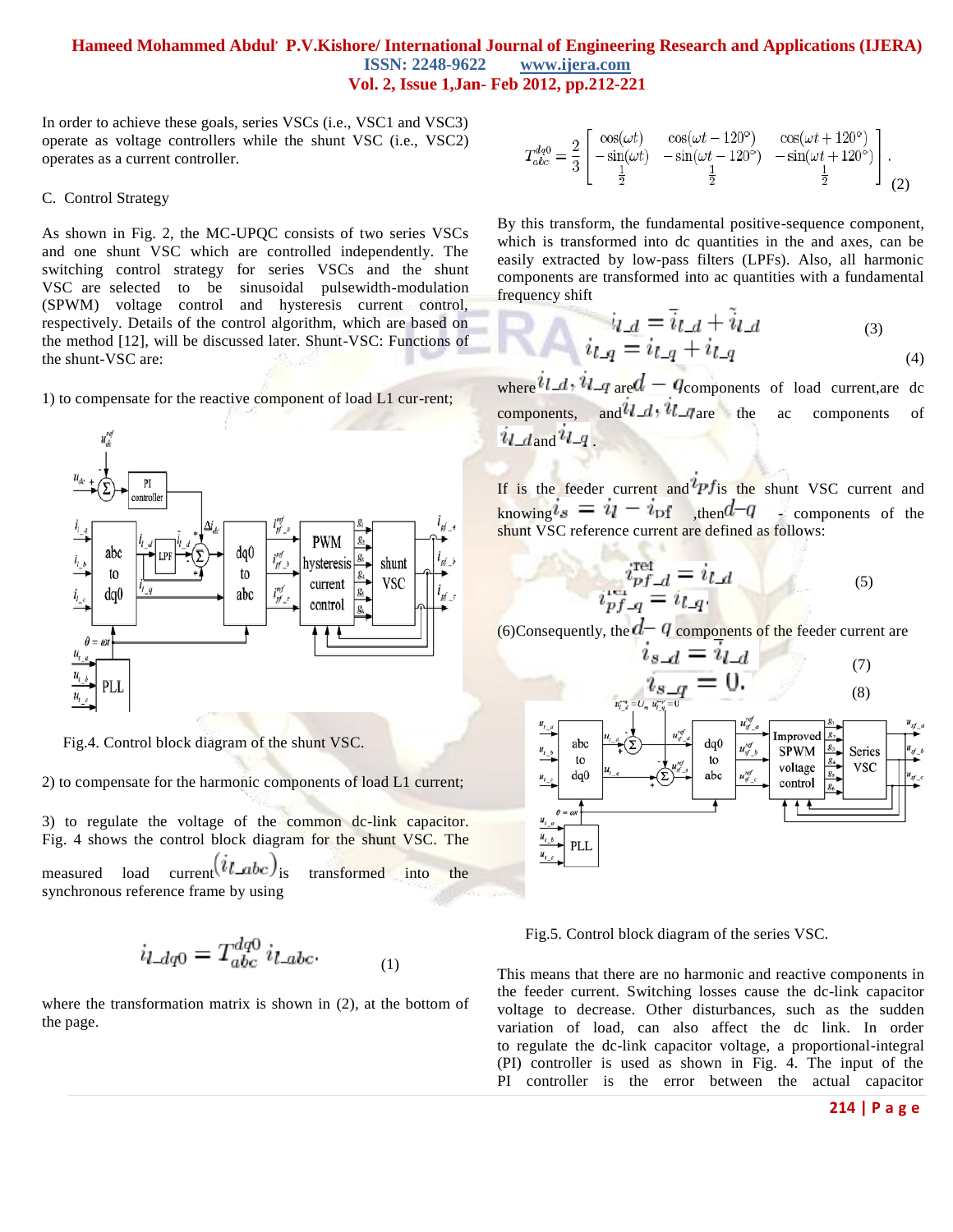In order to achieve these goals, series VSCs (i.e., VSC1 and VSC3) operate as voltage controllers while the shunt VSC (i.e., VSC2) operates as a current controller.

C. Control Strategy

As shown in Fig. 2, the MC-UPQC consists of two series VSCs and one shunt VSC which are controlled independently. The switching control strategy for series VSCs and the shunt VSC are selected to be sinusoidal pulsewidth-modulation (SPWM) voltage control and hysteresis current control, respectively. Details of the control algorithm, which are based on the method [12], will be discussed later. Shunt-VSC: Functions of the shunt-VSC are:

1) to compensate for the reactive component of load L1 cur-rent;

Fig.4. Control block diagram of the shunt VSC.

2) to compensate for the harmonic components of load L1 current;

3) to regulate the voltage of the common dc-link capacitor. Fig. 4 shows the control block diagram for the shunt VSC. The measured load current $(i_{l\_abc})$ is transformed into the synchronous reference frame by using

$$i_{l\_dq0} = T_{abc}^{dq0}\, i_{l\_abc}. \tag{1}$$

where the transformation matrix is shown in (2), at the bottom of the page.

$$T_{abc}^{dq0} = \frac{2}{3}\begin{bmatrix} \cos(\omega t) & \cos(\omega t - 120°) & \cos(\omega t + 120°) \\ -\sin(\omega t) & -\sin(\omega t - 120°) & -\sin(\omega t + 120°) \\ \frac{1}{2} & \frac{1}{2} & \frac{1}{2} \end{bmatrix}. \tag{2}$$

By this transform, the fundamental positive-sequence component, which is transformed into dc quantities in the and axes, can be easily extracted by low-pass filters (LPFs). Also, all harmonic components are transformed into ac quantities with a fundamental frequency shift

$$i_{l\_d} = \bar{i}_{l\_d} + \tilde{i}_{l\_d} \tag{3}$$

$$i_{l\_q} = i_{l\_q} + i_{l\_q} \tag{4}$$

where $i_{l\_d}, i_{l\_q}$ are $d-q$ components of load current, are dc components, and $i_{l\_d}, i_{l\_q}$ are the ac components of $i_{l\_d}$ and $i_{l\_q}$.

If is the feeder current and $i_{pf}$ is the shunt VSC current and knowing $i_s = i_l - i_{pf}$ ,then $d-q$ - components of the shunt VSC reference current are defined as follows:

$$i_{pf\_d}^{ref} = i_{l\_d} \tag{5}$$

$$i_{pf\_q}^{ref} = i_{l\_q}.$$

(6)Consequently, the $d-q$ components of the feeder current are

$$i_{s\_d} = i_{l\_d} \tag{7}$$

$$i_{s\_q} = 0. \tag{8}$$

Fig.5. Control block diagram of the series VSC.

This means that there are no harmonic and reactive components in the feeder current. Switching losses cause the dc-link capacitor voltage to decrease. Other disturbances, such as the sudden variation of load, can also affect the dc link. In order to regulate the dc-link capacitor voltage, a proportional-integral (PI) controller is used as shown in Fig. 4. The input of the PI controller is the error between the actual capacitor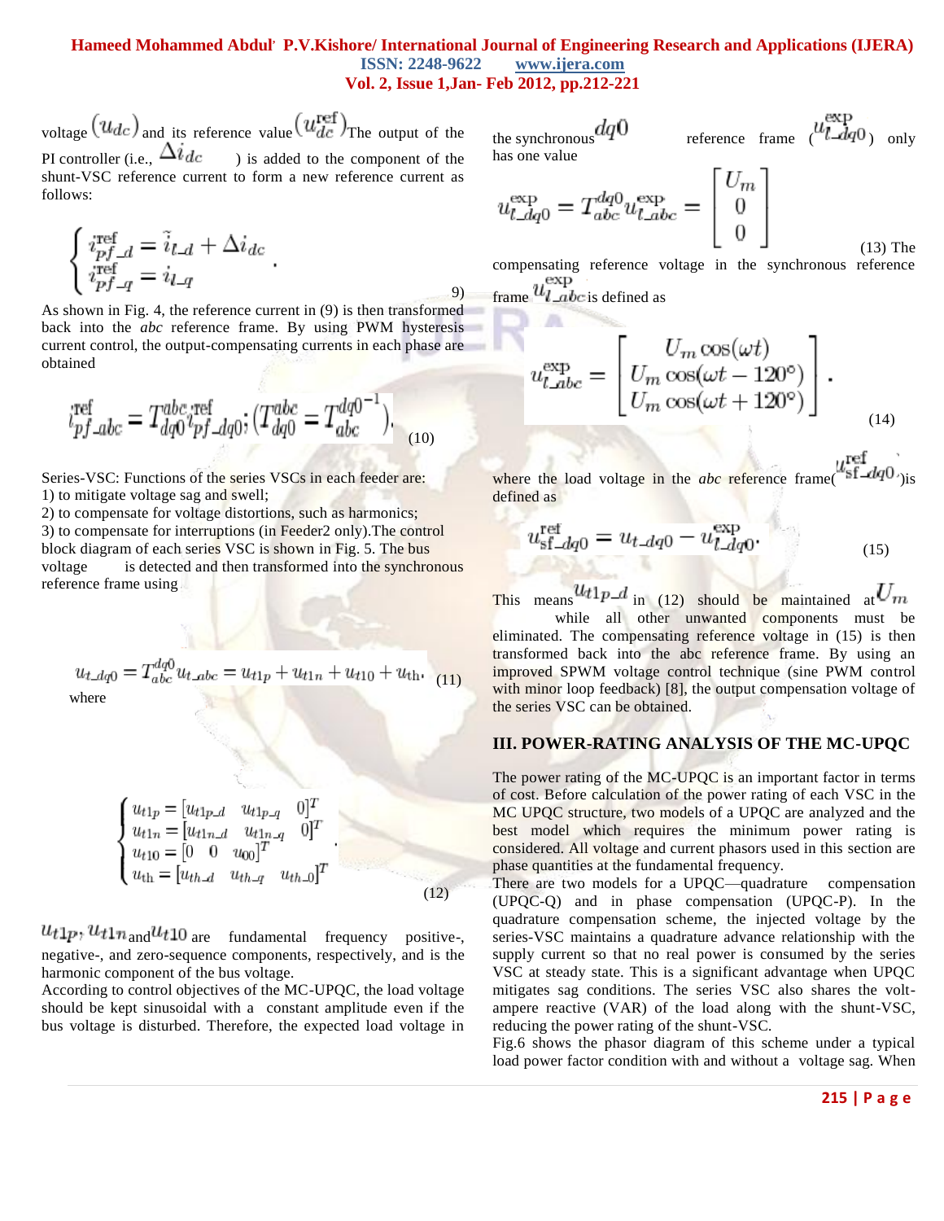voltage $(u_{dc})$ and its reference value $(u_{dc}^{\text{ref}})$The output of the PI controller (i.e., $\Delta i_{dc}$ ) is added to the component of the shunt-VSC reference current to form a new reference current as follows:

$$\begin{cases} i_{pf\_d}^{\text{ref}} = \tilde{i}_{l\_d} + \Delta i_{dc} \\ i_{pf\_q}^{\text{ref}} = i_{l\_q} \end{cases} . \tag{9}$$

As shown in Fig. 4, the reference current in (9) is then transformed back into the *abc* reference frame. By using PWM hysteresis current control, the output-compensating currents in each phase are obtained

$$i_{pf\_abc}^{\text{ref}} = T_{dq0}^{abc} i_{pf\_dq0}^{\text{ref}}; \left(T_{dq0}^{abc} = T_{abc}^{dq0^{-1}}\right). \tag{10}$$

Series-VSC: Functions of the series VSCs in each feeder are:
1) to mitigate voltage sag and swell;
2) to compensate for voltage distortions, such as harmonics;
3) to compensate for interruptions (in Feeder2 only).The control block diagram of each series VSC is shown in Fig. 5. The bus voltage is detected and then transformed into the synchronous reference frame using

$$u_{t\_dq0} = T_{abc}^{dq0} u_{t\_abc} = u_{t1p} + u_{t1n} + u_{t10} + u_{\text{th}}. \tag{11}$$

where

$$\begin{cases} u_{t1p} = \begin{bmatrix} u_{t1p\_d} & u_{t1p\_q} & 0 \end{bmatrix}^T \\ u_{t1n} = \begin{bmatrix} u_{t1n\_d} & u_{t1n\_q} & 0 \end{bmatrix}^T \\ u_{t10} = \begin{bmatrix} 0 & 0 & u_{00} \end{bmatrix}^T \\ u_{\text{th}} = \begin{bmatrix} u_{th\_d} & u_{th\_q} & u_{th\_0} \end{bmatrix}^T \end{cases} . \tag{12}$$

$u_{t1p}$, $u_{t1n}$ and $u_{t10}$ are fundamental frequency positive-, negative-, and zero-sequence components, respectively, and is the harmonic component of the bus voltage.

According to control objectives of the MC-UPQC, the load voltage should be kept sinusoidal with a constant amplitude even if the bus voltage is disturbed. Therefore, the expected load voltage in the synchronous $dq0$ reference frame ($u_{l\_dq0}^{\text{exp}}$) only has one value

$$u_{l\_dq0}^{\text{exp}} = T_{abc}^{dq0} u_{l\_abc}^{\text{exp}} = \begin{bmatrix} U_m \\ 0 \\ 0 \end{bmatrix} \tag{13}$$

The compensating reference voltage in the synchronous reference frame $u_{l\_abc}^{\text{exp}}$ is defined as

$$u_{l\_abc}^{\text{exp}} = \begin{bmatrix} U_m \cos(\omega t) \\ U_m \cos(\omega t - 120°) \\ U_m \cos(\omega t + 120°) \end{bmatrix}. \tag{14}$$

where the load voltage in the *abc* reference frame($u_{\text{sf}\_dq0}^{\text{ref}}$)is defined as

$$u_{\text{sf}\_dq0}^{\text{ref}} = u_{t\_dq0} - u_{l\_dq0}^{\text{exp}}. \tag{15}$$

This means $u_{t1p\_d}$ in (12) should be maintained at $U_m$ while all other unwanted components must be eliminated. The compensating reference voltage in (15) is then transformed back into the abc reference frame. By using an improved SPWM voltage control technique (sine PWM control with minor loop feedback) [8], the output compensation voltage of the series VSC can be obtained.

## III. POWER-RATING ANALYSIS OF THE MC-UPQC

The power rating of the MC-UPQC is an important factor in terms of cost. Before calculation of the power rating of each VSC in the MC UPQC structure, two models of a UPQC are analyzed and the best model which requires the minimum power rating is considered. All voltage and current phasors used in this section are phase quantities at the fundamental frequency.

There are two models for a UPQC—quadrature compensation (UPQC-Q) and in phase compensation (UPQC-P). In the quadrature compensation scheme, the injected voltage by the series-VSC maintains a quadrature advance relationship with the supply current so that no real power is consumed by the series VSC at steady state. This is a significant advantage when UPQC mitigates sag conditions. The series VSC also shares the volt-ampere reactive (VAR) of the load along with the shunt-VSC, reducing the power rating of the shunt-VSC.

Fig.6 shows the phasor diagram of this scheme under a typical load power factor condition with and without a voltage sag. When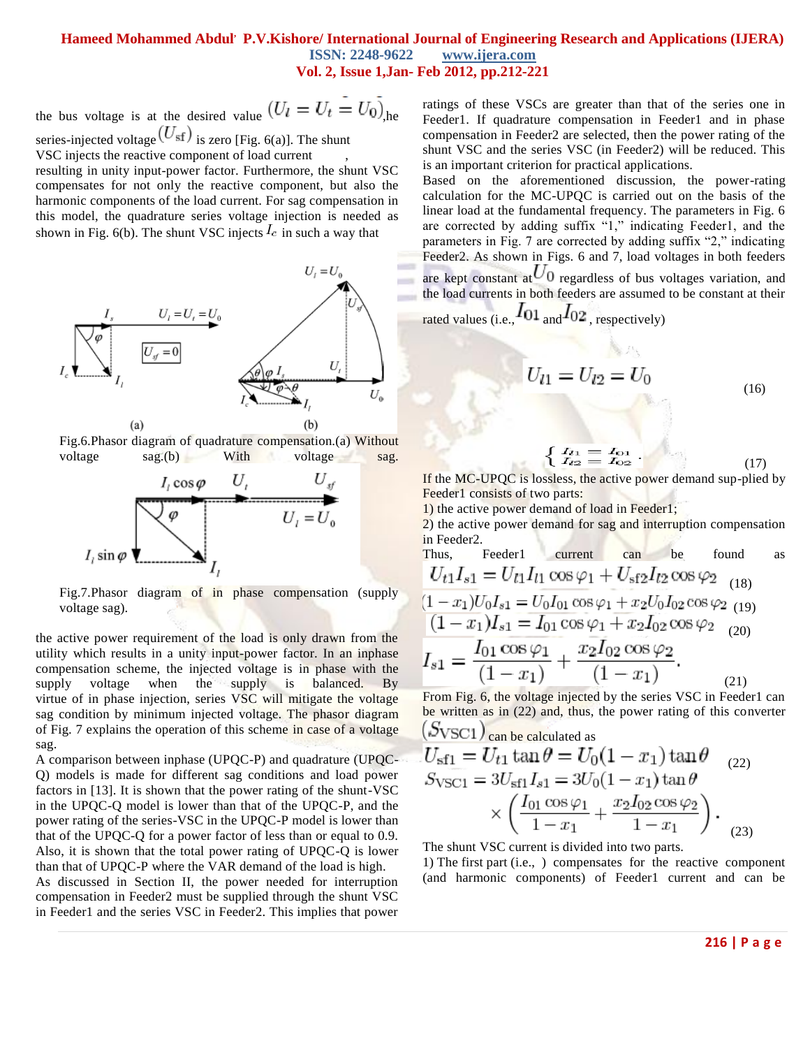the bus voltage is at the desired value $(U_l = U_t = U_0)$,he series-injected voltage $(U_{sf})$ is zero [Fig. 6(a)]. The shunt VSC injects the reactive component of load current , resulting in unity input-power factor. Furthermore, the shunt VSC compensates for not only the reactive component, but also the harmonic components of the load current. For sag compensation in this model, the quadrature series voltage injection is needed as shown in Fig. 6(b). The shunt VSC injects $I_c$ in such a way that

Fig.6.Phasor diagram of quadrature compensation.(a) Without voltage sag.(b) With voltage sag.

Fig.7.Phasor diagram of in phase compensation (supply voltage sag).

the active power requirement of the load is only drawn from the utility which results in a unity input-power factor. In an inphase compensation scheme, the injected voltage is in phase with the supply voltage when the supply is balanced. By virtue of in phase injection, series VSC will mitigate the voltage sag condition by minimum injected voltage. The phasor diagram of Fig. 7 explains the operation of this scheme in case of a voltage sag.

A comparison between inphase (UPQC-P) and quadrature (UPQC-Q) models is made for different sag conditions and load power factors in [13]. It is shown that the power rating of the shunt-VSC in the UPQC-Q model is lower than that of the UPQC-P, and the power rating of the series-VSC in the UPQC-P model is lower than that of the UPQC-Q for a power factor of less than or equal to 0.9. Also, it is shown that the total power rating of UPQC-Q is lower than that of UPQC-P where the VAR demand of the load is high.

As discussed in Section II, the power needed for interruption compensation in Feeder2 must be supplied through the shunt VSC in Feeder1 and the series VSC in Feeder2. This implies that power ratings of these VSCs are greater than that of the series one in Feeder1. If quadrature compensation in Feeder1 and in phase compensation in Feeder2 are selected, then the power rating of the shunt VSC and the series VSC (in Feeder2) will be reduced. This is an important criterion for practical applications.

Based on the aforementioned discussion, the power-rating calculation for the MC-UPQC is carried out on the basis of the linear load at the fundamental frequency. The parameters in Fig. 6 are corrected by adding suffix "1," indicating Feeder1, and the parameters in Fig. 7 are corrected by adding suffix "2," indicating Feeder2. As shown in Figs. 6 and 7, load voltages in both feeders are kept constant at $U_0$ regardless of bus voltages variation, and the load currents in both feeders are assumed to be constant at their rated values (i.e., $I_{01}$ and $I_{02}$, respectively)

$$U_{l1} = U_{l2} = U_0 \tag{16}$$

$$\begin{cases} I_{l1} = I_{01} \\ I_{l2} = I_{02} \end{cases} \tag{17}$$

If the MC-UPQC is lossless, the active power demand sup-plied by Feeder1 consists of two parts:

1) the active power demand of load in Feeder1;
2) the active power demand for sag and interruption compensation in Feeder2.

Thus, Feeder1 current can be found as

$$U_{t1} I_{s1} = U_{t1} I_{l1} \cos\varphi_1 + U_{sf2} I_{l2} \cos\varphi_2 \tag{18}$$

$$(1 - x_1) U_0 I_{s1} = U_0 I_{01} \cos\varphi_1 + x_2 U_0 I_{02} \cos\varphi_2 \tag{19}$$

$$(1 - x_1) I_{s1} = I_{01} \cos\varphi_1 + x_2 I_{02} \cos\varphi_2 \tag{20}$$

$$I_{s1} = \frac{I_{01}\cos\varphi_1}{(1 - x_1)} + \frac{x_2 I_{02}\cos\varphi_2}{(1 - x_1)}. \tag{21}$$

From Fig. 6, the voltage injected by the series VSC in Feeder1 can be written as in (22) and, thus, the power rating of this converter $(S_{VSC1})$ can be calculated as

$$U_{sf1} = U_{t1} \tan\theta = U_0 (1 - x_1) \tan\theta \tag{22}$$

$$S_{VSC1} = 3 U_{sf1} I_{s1} = 3 U_0 (1 - x_1) \tan\theta \times \left( \frac{I_{01}\cos\varphi_1}{1 - x_1} + \frac{x_2 I_{02}\cos\varphi_2}{1 - x_1} \right). \tag{23}$$

The shunt VSC current is divided into two parts.

1) The first part (i.e., ) compensates for the reactive component (and harmonic components) of Feeder1 current and can be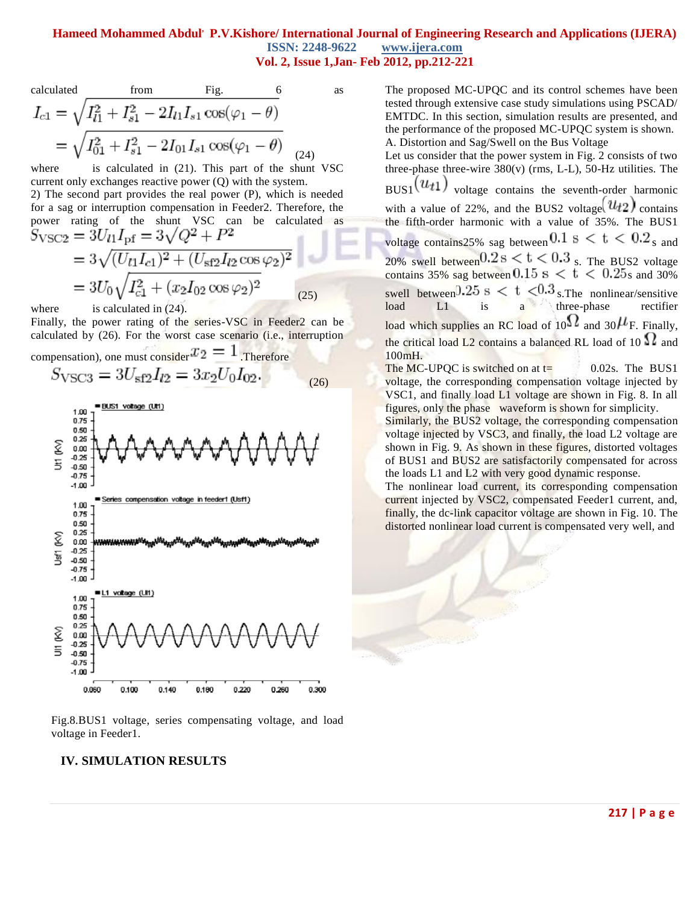calculated from Fig. 6 as

$$I_{c1} = \sqrt{I_{l1}^2 + I_{s1}^2 - 2I_{l1}I_{s1}\cos(\varphi_1 - \theta)}$$
$$= \sqrt{I_{01}^2 + I_{s1}^2 - 2I_{01}I_{s1}\cos(\varphi_1 - \theta)} \quad (24)$$

where is calculated in (21). This part of the shunt VSC current only exchanges reactive power (Q) with the system.

2) The second part provides the real power (P), which is needed for a sag or interruption compensation in Feeder2. Therefore, the power rating of the shunt VSC can be calculated as

$$S_{\text{VSC2}} = 3U_{l1}I_{\text{pf}} = 3\sqrt{Q^2 + P^2}$$
$$= 3\sqrt{(U_{l1}I_{c1})^2 + (U_{\text{sf2}}I_{l2}\cos\varphi_2)^2}$$
$$= 3U_0\sqrt{I_{c1}^2 + (x_2 I_{02}\cos\varphi_2)^2} \quad (25)$$

where is calculated in (24).

Finally, the power rating of the series-VSC in Feeder2 can be calculated by (26). For the worst case scenario (i.e., interruption compensation), one must consider $x_2 = 1$ .Therefore

$$S_{\text{VSC3}} = 3U_{\text{sf2}}I_{l2} = 3x_2U_0I_{02}. \quad (26)$$

Fig.8.BUS1 voltage, series compensating voltage, and load voltage in Feeder1.

## IV. SIMULATION RESULTS

The proposed MC-UPQC and its control schemes have been tested through extensive case study simulations using PSCAD/ EMTDC. In this section, simulation results are presented, and the performance of the proposed MC-UPQC system is shown.

A. Distortion and Sag/Swell on the Bus Voltage

Let us consider that the power system in Fig. 2 consists of two three-phase three-wire 380(v) (rms, L-L), 50-Hz utilities. The BUS1 $(u_{t1})$ voltage contains the seventh-order harmonic with a value of 22%, and the BUS2 voltage $(u_{t2})$ contains the fifth-order harmonic with a value of 35%. The BUS1 voltage contains25% sag between $0.1\text{ s} < t < 0.2$ s and 20% swell between $0.2\text{ s} < t < 0.3$ s. The BUS2 voltage contains 35% sag between $0.15\text{ s} < t < 0.25$ s and 30% swell between $0.25\text{ s} < t < 0.3$ s.The nonlinear/sensitive load L1 is a three-phase rectifier load which supplies an RC load of 10$\Omega$ and 30$\mu$F. Finally, the critical load L2 contains a balanced RL load of 10 $\Omega$ and 100mH.

The MC-UPQC is switched on at t= 0.02s. The BUS1 voltage, the corresponding compensation voltage injected by VSC1, and finally load L1 voltage are shown in Fig. 8. In all figures, only the phase waveform is shown for simplicity.

Similarly, the BUS2 voltage, the corresponding compensation voltage injected by VSC3, and finally, the load L2 voltage are shown in Fig. 9. As shown in these figures, distorted voltages of BUS1 and BUS2 are satisfactorily compensated for across the loads L1 and L2 with very good dynamic response.

The nonlinear load current, its corresponding compensation current injected by VSC2, compensated Feeder1 current, and, finally, the dc-link capacitor voltage are shown in Fig. 10. The distorted nonlinear load current is compensated very well, and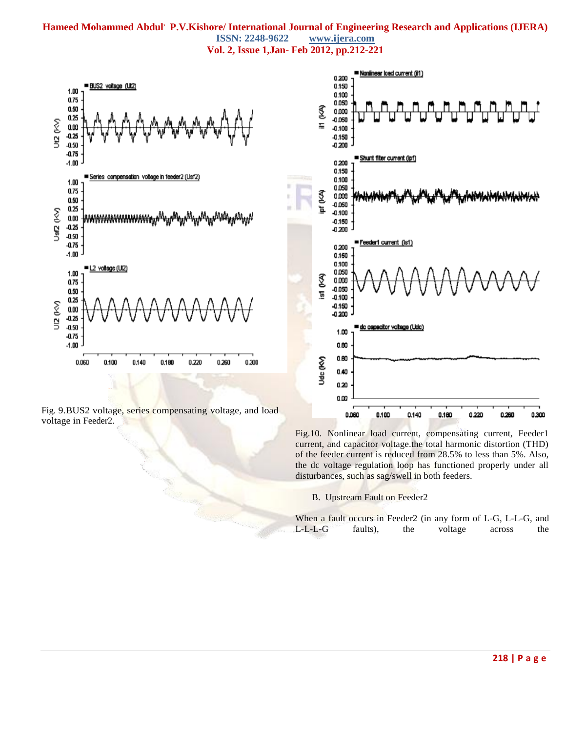Fig. 9.BUS2 voltage, series compensating voltage, and load voltage in Feeder2.

Fig.10. Nonlinear load current, compensating current, Feeder1 current, and capacitor voltage.the total harmonic distortion (THD) of the feeder current is reduced from 28.5% to less than 5%. Also, the dc voltage regulation loop has functioned properly under all disturbances, such as sag/swell in both feeders.

B. Upstream Fault on Feeder2

When a fault occurs in Feeder2 (in any form of L-G, L-L-G, and L-L-L-G faults), the voltage across the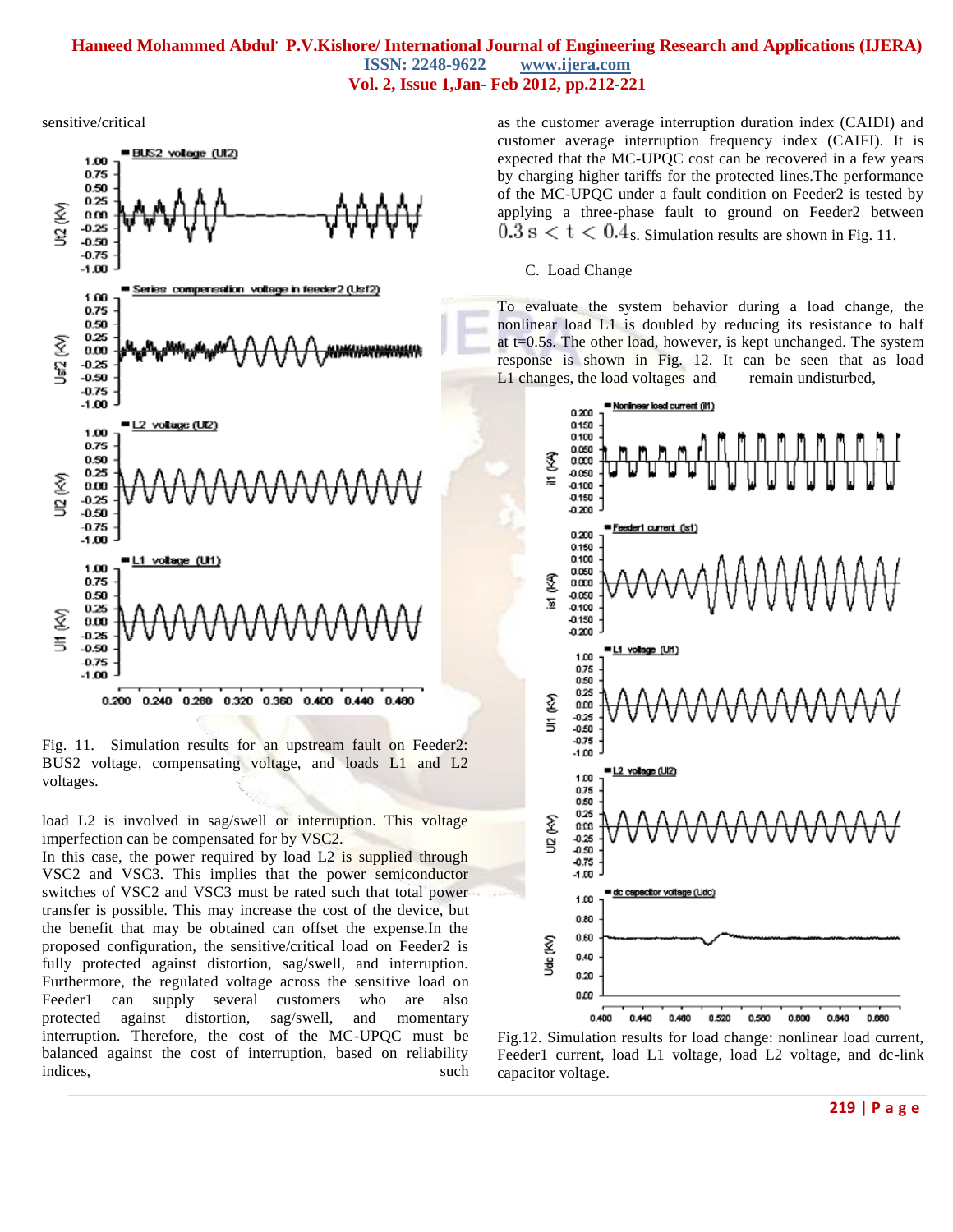sensitive/critical

Fig. 11. Simulation results for an upstream fault on Feeder2: BUS2 voltage, compensating voltage, and loads L1 and L2 voltages.

load L2 is involved in sag/swell or interruption. This voltage imperfection can be compensated for by VSC2.

In this case, the power required by load L2 is supplied through VSC2 and VSC3. This implies that the power semiconductor switches of VSC2 and VSC3 must be rated such that total power transfer is possible. This may increase the cost of the device, but the benefit that may be obtained can offset the expense.In the proposed configuration, the sensitive/critical load on Feeder2 is fully protected against distortion, sag/swell, and interruption. Furthermore, the regulated voltage across the sensitive load on Feeder1 can supply several customers who are also protected against distortion, sag/swell, and momentary interruption. Therefore, the cost of the MC-UPQC must be balanced against the cost of interruption, based on reliability indices, such as the customer average interruption duration index (CAIDI) and customer average interruption frequency index (CAIFI). It is expected that the MC-UPQC cost can be recovered in a few years by charging higher tariffs for the protected lines.The performance of the MC-UPQC under a fault condition on Feeder2 is tested by applying a three-phase fault to ground on Feeder2 between $0.3\,\text{s} < t < 0.4\,\text{s}$. Simulation results are shown in Fig. 11.

C. Load Change

To evaluate the system behavior during a load change, the nonlinear load L1 is doubled by reducing its resistance to half at t=0.5s. The other load, however, is kept unchanged. The system response is shown in Fig. 12. It can be seen that as load L1 changes, the load voltages and remain undisturbed,

Fig.12. Simulation results for load change: nonlinear load current, Feeder1 current, load L1 voltage, load L2 voltage, and dc-link capacitor voltage.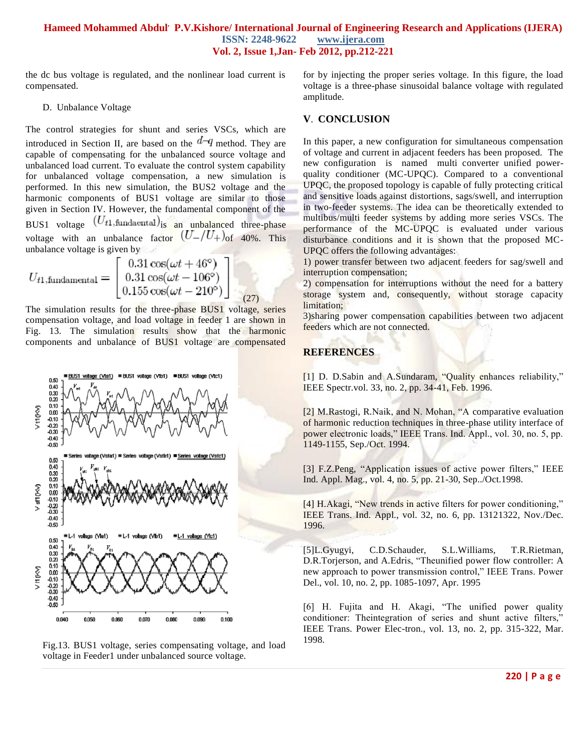the dc bus voltage is regulated, and the nonlinear load current is compensated.

D. Unbalance Voltage

The control strategies for shunt and series VSCs, which are introduced in Section II, are based on the $d$–$q$ method. They are capable of compensating for the unbalanced source voltage and unbalanced load current. To evaluate the control system capability for unbalanced voltage compensation, a new simulation is performed. In this new simulation, the BUS2 voltage and the harmonic components of BUS1 voltage are similar to those given in Section IV. However, the fundamental component of the BUS1 voltage $(U_{t1,\text{fundaental}})$ is an unbalanced three-phase voltage with an unbalance factor $(U_{-}/U_{+})$ of 40%. This unbalance voltage is given by

$$U_{t1,\text{fundamental}} = \begin{bmatrix} 0.31\cos(\omega t + 46°) \\ 0.31\cos(\omega t - 106°) \\ 0.155\cos(\omega t - 210°) \end{bmatrix} \quad (27)$$

The simulation results for the three-phase BUS1 voltage, series compensation voltage, and load voltage in feeder 1 are shown in Fig. 13. The simulation results show that the harmonic components and unbalance of BUS1 voltage are compensated for by injecting the proper series voltage. In this figure, the load voltage is a three-phase sinusoidal balance voltage with regulated amplitude.

Fig.13. BUS1 voltage, series compensating voltage, and load voltage in Feeder1 under unbalanced source voltage.

## V. CONCLUSION

In this paper, a new configuration for simultaneous compensation of voltage and current in adjacent feeders has been proposed. The new configuration is named multi converter unified power-quality conditioner (MC-UPQC). Compared to a conventional UPQC, the proposed topology is capable of fully protecting critical and sensitive loads against distortions, sags/swell, and interruption in two-feeder systems. The idea can be theoretically extended to multibus/multi feeder systems by adding more series VSCs. The performance of the MC-UPQC is evaluated under various disturbance conditions and it is shown that the proposed MC-UPQC offers the following advantages:

1) power transfer between two adjacent feeders for sag/swell and interruption compensation;

2) compensation for interruptions without the need for a battery storage system and, consequently, without storage capacity limitation;

3)sharing power compensation capabilities between two adjacent feeders which are not connected.

## REFERENCES

[1] D. D.Sabin and A.Sundaram, "Quality enhances reliability," IEEE Spectr.vol. 33, no. 2, pp. 34-41, Feb. 1996.

[2] M.Rastogi, R.Naik, and N. Mohan, "A comparative evaluation of harmonic reduction techniques in three-phase utility interface of power electronic loads," IEEE Trans. Ind. Appl., vol. 30, no. 5, pp. 1149-1155, Sep./Oct. 1994.

[3] F.Z.Peng, "Application issues of active power filters," IEEE Ind. Appl. Mag., vol. 4, no. 5, pp. 21-30, Sep../Oct.1998.

[4] H.Akagi, "New trends in active filters for power conditioning," IEEE Trans. Ind. Appl., vol. 32, no. 6, pp. 13121322, Nov./Dec. 1996.

[5]L.Gyugyi, C.D.Schauder, S.L.Williams, T.R.Rietman, D.R.Torjerson, and A.Edris, "Theunified power flow controller: A new approach to power transmission control," IEEE Trans. Power Del., vol. 10, no. 2, pp. 1085-1097, Apr. 1995

[6] H. Fujita and H. Akagi, "The unified power quality conditioner: Theintegration of series and shunt active filters," IEEE Trans. Power Elec-tron., vol. 13, no. 2, pp. 315-322, Mar. 1998.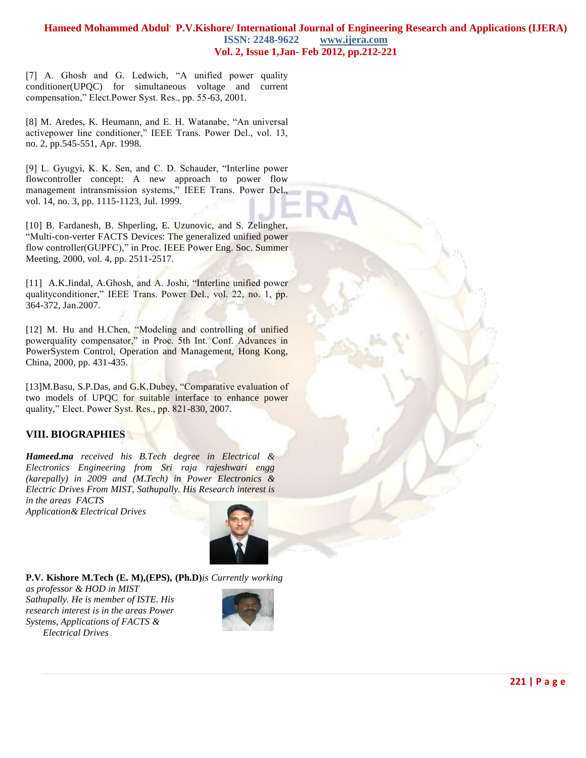[7] A. Ghosh and G. Ledwich, "A unified power quality conditioner(UPQC) for simultaneous voltage and current compensation," Elect.Power Syst. Res., pp. 55-63, 2001.

[8] M. Aredes, K. Heumann, and E. H. Watanabe, "An universal activepower line conditioner," IEEE Trans. Power Del., vol. 13, no. 2, pp.545-551, Apr. 1998.

[9] L. Gyugyi, K. K. Sen, and C. D. Schauder, "Interline power flowcontroller concept: A new approach to power flow management intransmission systems," IEEE Trans. Power Del., vol. 14, no. 3, pp. 1115-1123, Jul. 1999.

[10] B. Fardanesh, B. Shperling, E. Uzunovic, and S. Zelingher, "Multi-con-verter FACTS Devices: The generalized unified power flow controller(GUPFC)," in Proc. IEEE Power Eng. Soc. Summer Meeting, 2000, vol. 4, pp. 2511-2517.

[11] A.K.Jindal, A.Ghosh, and A. Joshi, "Interline unified power qualityconditioner," IEEE Trans. Power Del., vol. 22, no. 1, pp. 364-372, Jan.2007.

[12] M. Hu and H.Chen, "Modeling and controlling of unified powerquality compensator," in Proc. 5th Int. Conf. Advances in PowerSystem Control, Operation and Management, Hong Kong, China, 2000, pp. 431-435.

[13]M.Basu, S.P.Das, and G.K.Dubey, "Comparative evaluation of two models of UPQC for suitable interface to enhance power quality," Elect. Power Syst. Res., pp. 821-830, 2007.

## VIII. BIOGRAPHIES

***Hameed.ma*** *received his B.Tech degree in Electrical & Electronics Engineering from Sri raja rajeshwari engg (karepally) in 2009 and (M.Tech) in Power Electronics & Electric Drives From MIST, Sathupally. His Research interest is in the areas FACTS Application& Electrical Drives*

**P.V. Kishore M.Tech (E. M),(EPS), (Ph.D)***is Currently working as professor & HOD in MIST Sathupally. He is member of ISTE. His research interest is in the areas Power Systems, Applications of FACTS & Electrical Drives*